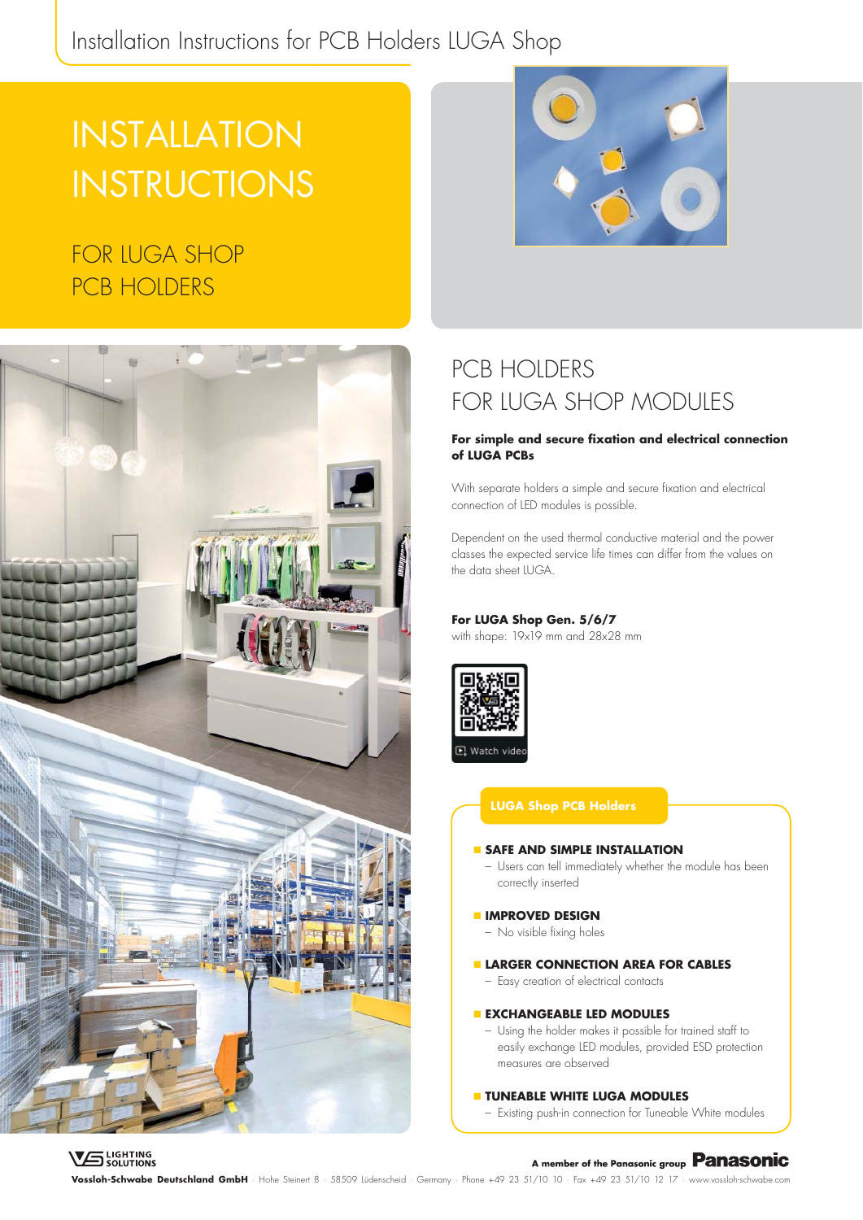# INSTALLATION INSTRUCTIONS

## FOR LUGA SHOP PCB HOLDERS

## PCB HOLDERS FOR LUGA SHOP MODULES

**For simple and secure fixation and electrical connection of LUGA PCBs**

With separate holders a simple and secure fixation and electrical connection of LED modules is possible.

Dependent on the used thermal conductive material and the power classes the expected service life times can differ from the values on the data sheet LUGA.

**For LUGA Shop Gen. 5/6/7**
with shape: 19x19 mm and 28x28 mm

Watch video

### LUGA Shop PCB Holders

- **SAFE AND SIMPLE INSTALLATION**
  – Users can tell immediately whether the module has been correctly inserted
- **IMPROVED DESIGN**
  – No visible fixing holes
- **LARGER CONNECTION AREA FOR CABLES**
  – Easy creation of electrical contacts
- **EXCHANGEABLE LED MODULES**
  – Using the holder makes it possible for trained staff to easily exchange LED modules, provided ESD protection measures are observed
- **TUNEABLE WHITE LUGA MODULES**
  – Existing push-in connection for Tuneable White modules

LIGHTING SOLUTIONS

A member of the Panasonic group Panasonic

**Vossloh-Schwabe Deutschland GmbH** · Hohe Steinert 8 · 58509 Lüdenscheid · Germany · Phone +49 23 51/10 10 · Fax +49 23 51/10 12 17 · www.vossloh-schwabe.com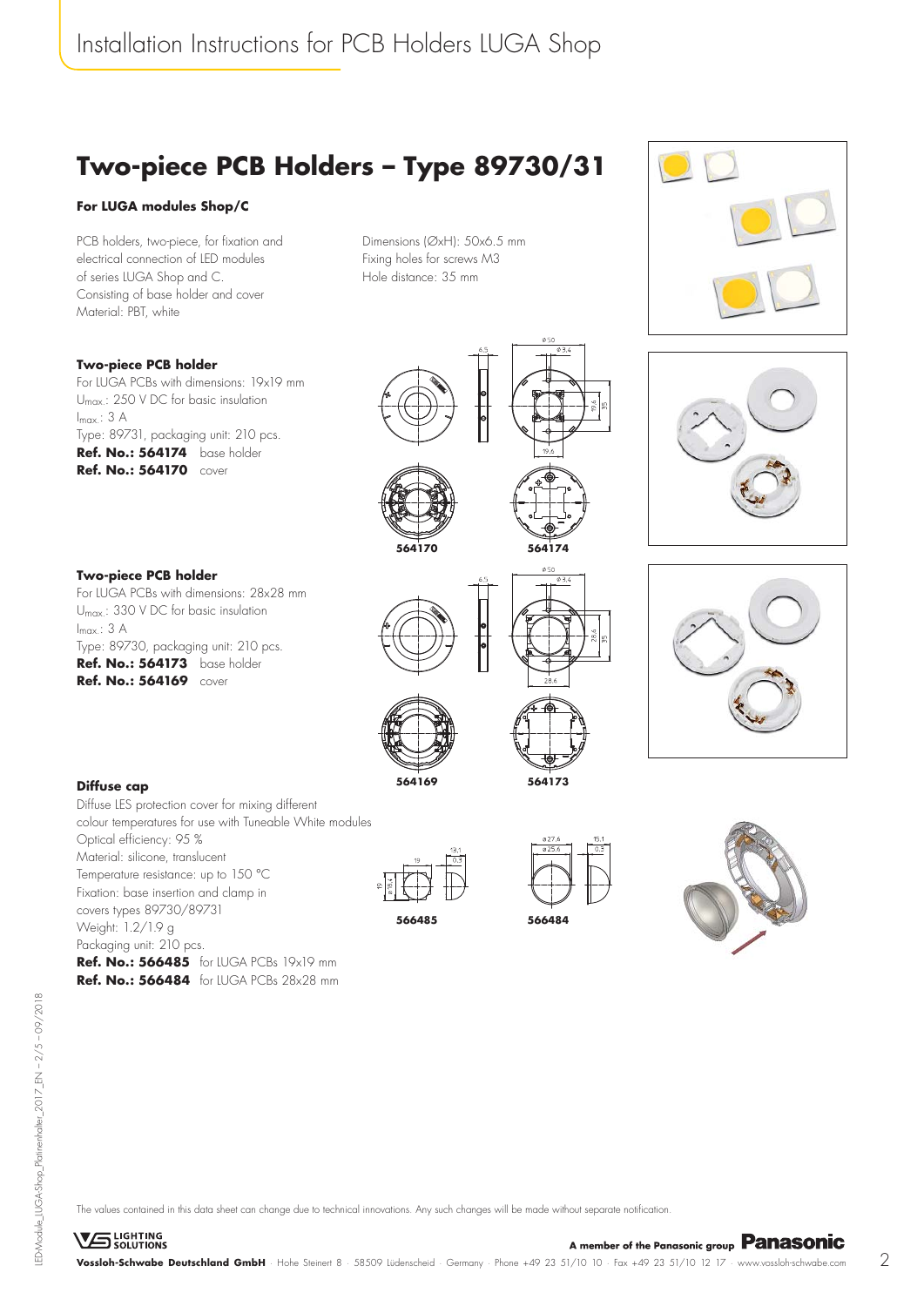# Two-piece PCB Holders – Type 89730/31

**For LUGA modules Shop/C**

PCB holders, two-piece, for fixation and electrical connection of LED modules of series LUGA Shop and C.
Consisting of base holder and cover
Material: PBT, white

Dimensions (ØxH): 50x6.5 mm
Fixing holes for screws M3
Hole distance: 35 mm

**Two-piece PCB holder**

For LUGA PCBs with dimensions: 19x19 mm
$U_{max.}$: 250 V DC for basic insulation
$I_{max.}$: 3 A
Type: 89731, packaging unit: 210 pcs.
**Ref. No.: 564174** base holder
**Ref. No.: 564170** cover

564170 564174

**Two-piece PCB holder**

For LUGA PCBs with dimensions: 28x28 mm
$U_{max.}$: 330 V DC for basic insulation
$I_{max.}$: 3 A
Type: 89730, packaging unit: 210 pcs.
**Ref. No.: 564173** base holder
**Ref. No.: 564169** cover

564169 564173

**Diffuse cap**

Diffuse LES protection cover for mixing different colour temperatures for use with Tuneable White modules
Optical efficiency: 95 %
Material: silicone, translucent
Temperature resistance: up to 150 °C
Fixation: base insertion and clamp in covers types 89730/89731
Weight: 1.2/1.9 g
Packaging unit: 210 pcs.
**Ref. No.: 566485** for LUGA PCBs 19x19 mm
**Ref. No.: 566484** for LUGA PCBs 28x28 mm

566485 566484

The values contained in this data sheet can change due to technical innovations. Any such changes will be made without separate notification.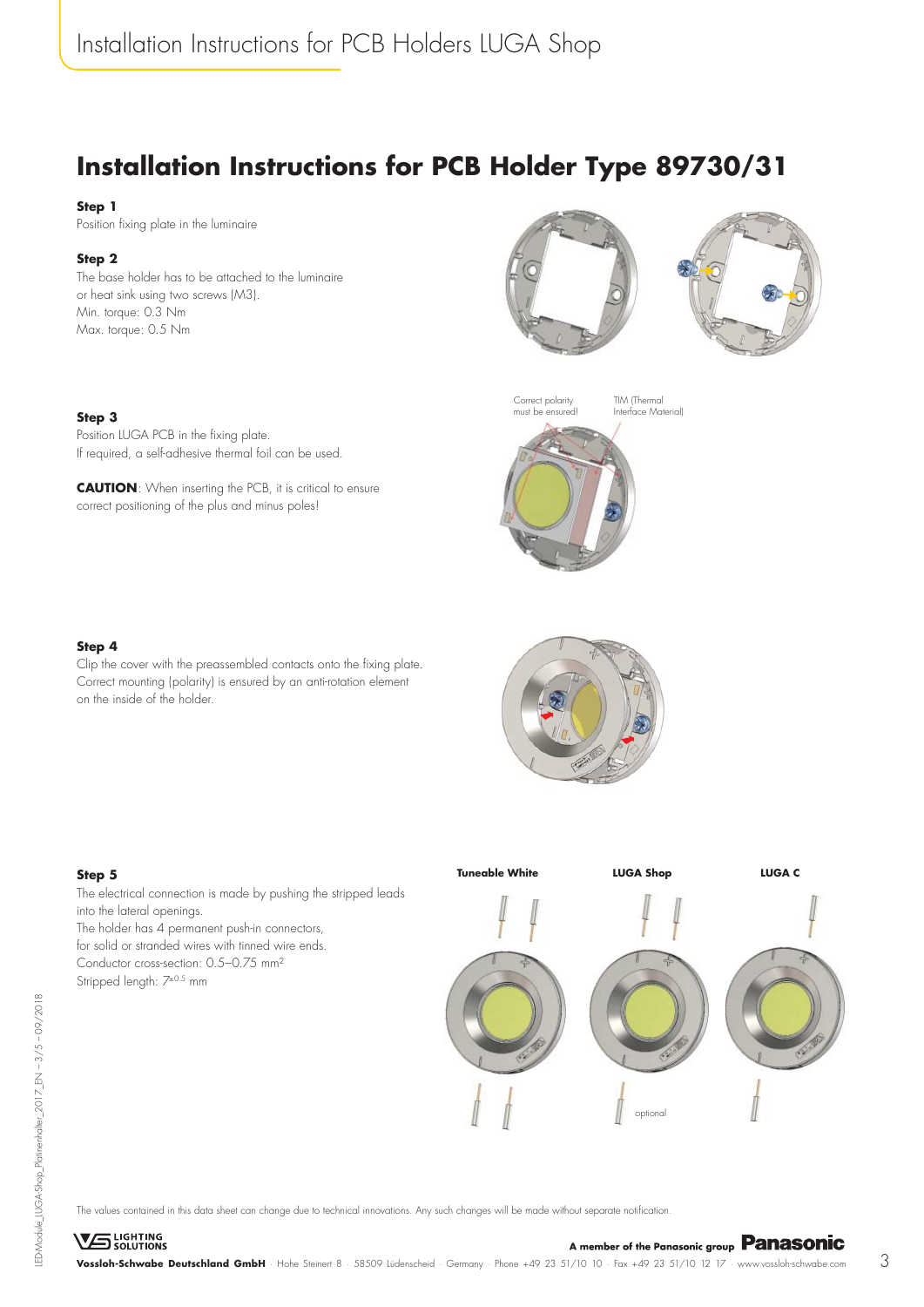# Installation Instructions for PCB Holder Type 89730/31

**Step 1**
Position fixing plate in the luminaire

**Step 2**
The base holder has to be attached to the luminaire or heat sink using two screws (M3).
Min. torque: 0.3 Nm
Max. torque: 0.5 Nm

**Step 3**
Position LUGA PCB in the fixing plate.
If required, a self-adhesive thermal foil can be used.

**CAUTION**: When inserting the PCB, it is critical to ensure correct positioning of the plus and minus poles!

Correct polarity must be ensured!

TIM (Thermal Interface Material)

**Step 4**
Clip the cover with the preassembled contacts onto the fixing plate. Correct mounting (polarity) is ensured by an anti-rotation element on the inside of the holder.

**Step 5**
The electrical connection is made by pushing the stripped leads into the lateral openings.
The holder has 4 permanent push-in connectors, for solid or stranded wires with tinned wire ends.
Conductor cross-section: 0.5–0.75 mm²
Stripped length: $7^{\pm 0.5}$ mm

**Tuneable White** **LUGA Shop** **LUGA C**

optional

The values contained in this data sheet can change due to technical innovations. Any such changes will be made without separate notification.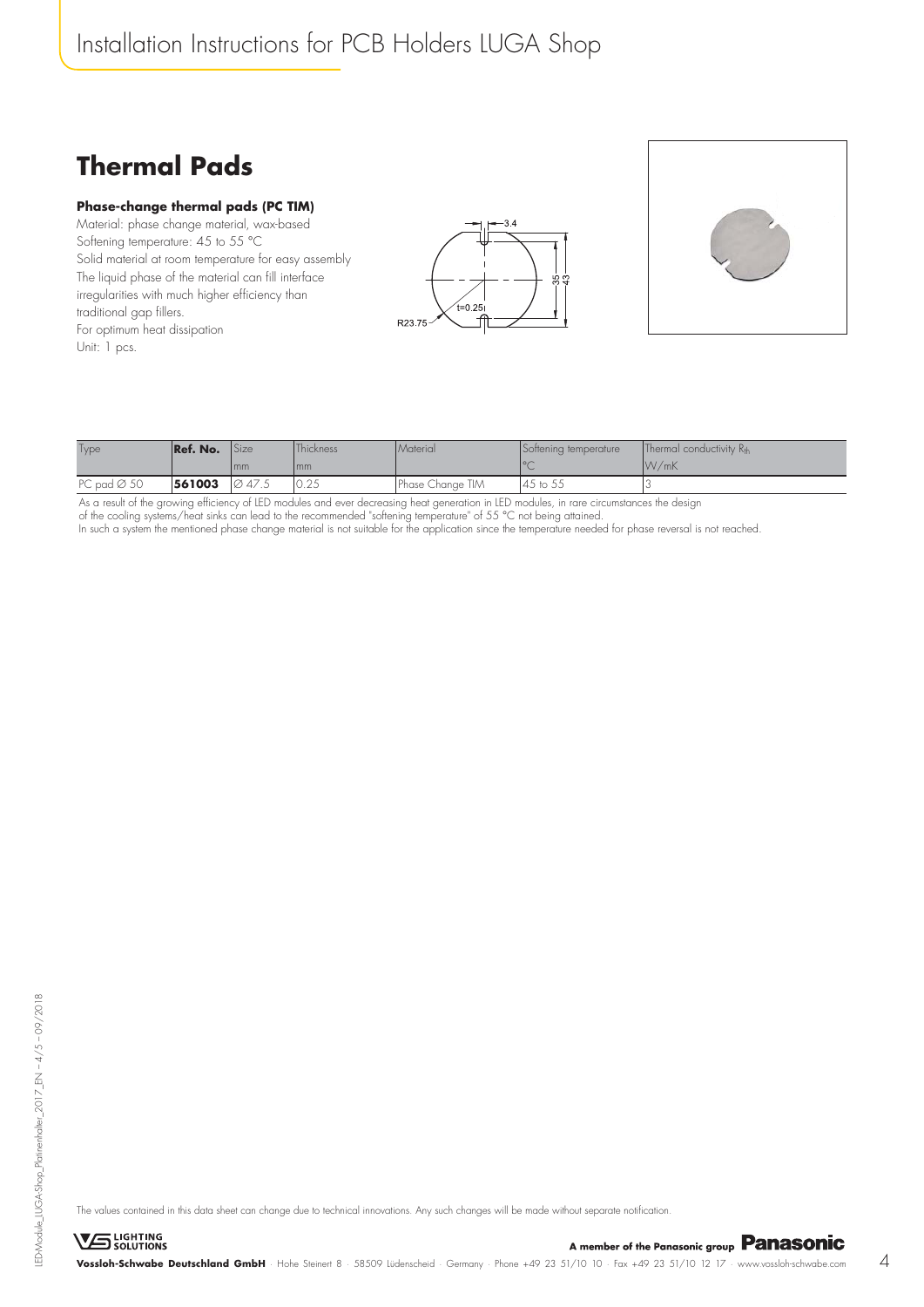## Thermal Pads

### Phase-change thermal pads (PC TIM)

Material: phase change material, wax-based
Softening temperature: 45 to 55 °C
Solid material at room temperature for easy assembly
The liquid phase of the material can fill interface irregularities with much higher efficiency than traditional gap fillers.
For optimum heat dissipation
Unit: 1 pcs.

| Type | Ref. No. | Size | Thickness | Material | Softening temperature | Thermal conductivity $R_{th}$ |
|---|---|---|---|---|---|---|
| | | mm | mm | | °C | W/mK |
| PC pad Ø 50 | **561003** | Ø 47.5 | 0.25 | Phase Change TIM | 45 to 55 | 3 |

As a result of the growing efficiency of LED modules and ever decreasing heat generation in LED modules, in rare circumstances the design of the cooling systems/heat sinks can lead to the recommended "softening temperature" of 55 °C not being attained.
In such a system the mentioned phase change material is not suitable for the application since the temperature needed for phase reversal is not reached.

The values contained in this data sheet can change due to technical innovations. Any such changes will be made without separate notification.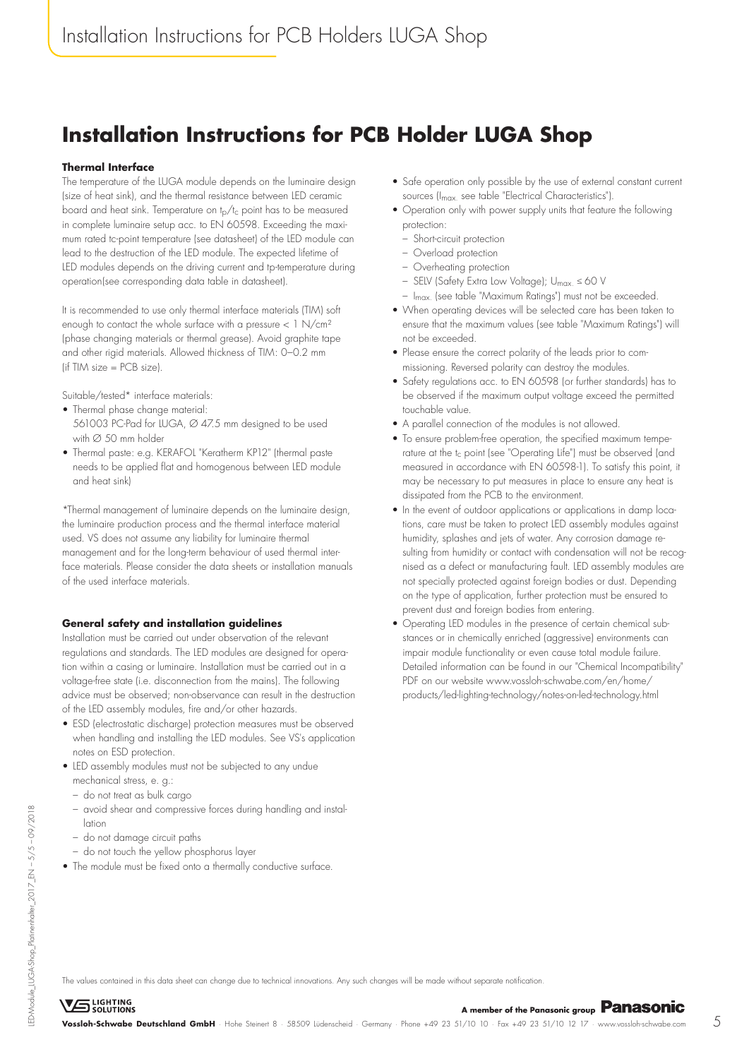# Installation Instructions for PCB Holder LUGA Shop

**Thermal Interface**

The temperature of the LUGA module depends on the luminaire design (size of heat sink), and the thermal resistance between LED ceramic board and heat sink. Temperature on $t_p/t_c$ point has to be measured in complete luminaire setup acc. to EN 60598. Exceeding the maximum rated tc-point temperature (see datasheet) of the LED module can lead to the destruction of the LED module. The expected lifetime of LED modules depends on the driving current and tp-temperature during operation(see corresponding data table in datasheet).

It is recommended to use only thermal interface materials (TIM) soft enough to contact the whole surface with a pressure < 1 N/cm² (phase changing materials or thermal grease). Avoid graphite tape and other rigid materials. Allowed thickness of TIM: 0–0.2 mm (if TIM size = PCB size).

Suitable/tested* interface materials:

- Thermal phase change material:
  561003 PC-Pad for LUGA, Ø 47.5 mm designed to be used with Ø 50 mm holder
- Thermal paste: e.g. KERAFOL "Keratherm KP12" (thermal paste needs to be applied flat and homogenous between LED module and heat sink)

*Thermal management of luminaire depends on the luminaire design, the luminaire production process and the thermal interface material used. VS does not assume any liability for luminaire thermal management and for the long-term behaviour of used thermal interface materials. Please consider the data sheets or installation manuals of the used interface materials.

**General safety and installation guidelines**

Installation must be carried out under observation of the relevant regulations and standards. The LED modules are designed for operation within a casing or luminaire. Installation must be carried out in a voltage-free state (i.e. disconnection from the mains). The following advice must be observed; non-observance can result in the destruction of the LED assembly modules, fire and/or other hazards.

- ESD (electrostatic discharge) protection measures must be observed when handling and installing the LED modules. See VS's application notes on ESD protection.
- LED assembly modules must not be subjected to any undue mechanical stress, e. g.:
  - do not treat as bulk cargo
  - avoid shear and compressive forces during handling and installation
  - do not damage circuit paths
  - do not touch the yellow phosphorus layer
- The module must be fixed onto a thermally conductive surface.
- Safe operation only possible by the use of external constant current sources ($I_{max.}$ see table "Electrical Characteristics").
- Operation only with power supply units that feature the following protection:
  - Short-circuit protection
  - Overload protection
  - Overheating protection
  - SELV (Safety Extra Low Voltage); $U_{max.} \leq 60$ V
  - $I_{max.}$ (see table "Maximum Ratings") must not be exceeded.
- When operating devices will be selected care has been taken to ensure that the maximum values (see table "Maximum Ratings") will not be exceeded.
- Please ensure the correct polarity of the leads prior to commissioning. Reversed polarity can destroy the modules.
- Safety regulations acc. to EN 60598 (or further standards) has to be observed if the maximum output voltage exceed the permitted touchable value.
- A parallel connection of the modules is not allowed.
- To ensure problem-free operation, the specified maximum temperature at the $t_c$ point (see "Operating Life") must be observed (and measured in accordance with EN 60598-1). To satisfy this point, it may be necessary to put measures in place to ensure any heat is dissipated from the PCB to the environment.
- In the event of outdoor applications or applications in damp locations, care must be taken to protect LED assembly modules against humidity, splashes and jets of water. Any corrosion damage resulting from humidity or contact with condensation will not be recognised as a defect or manufacturing fault. LED assembly modules are not specially protected against foreign bodies or dust. Depending on the type of application, further protection must be ensured to prevent dust and foreign bodies from entering.
- Operating LED modules in the presence of certain chemical substances or in chemically enriched (aggressive) environments can impair module functionality or even cause total module failure. Detailed information can be found in our "Chemical Incompatibility" PDF on our website www.vossloh-schwabe.com/en/home/products/led-lighting-technology/notes-on-led-technology.html

The values contained in this data sheet can change due to technical innovations. Any such changes will be made without separate notification.